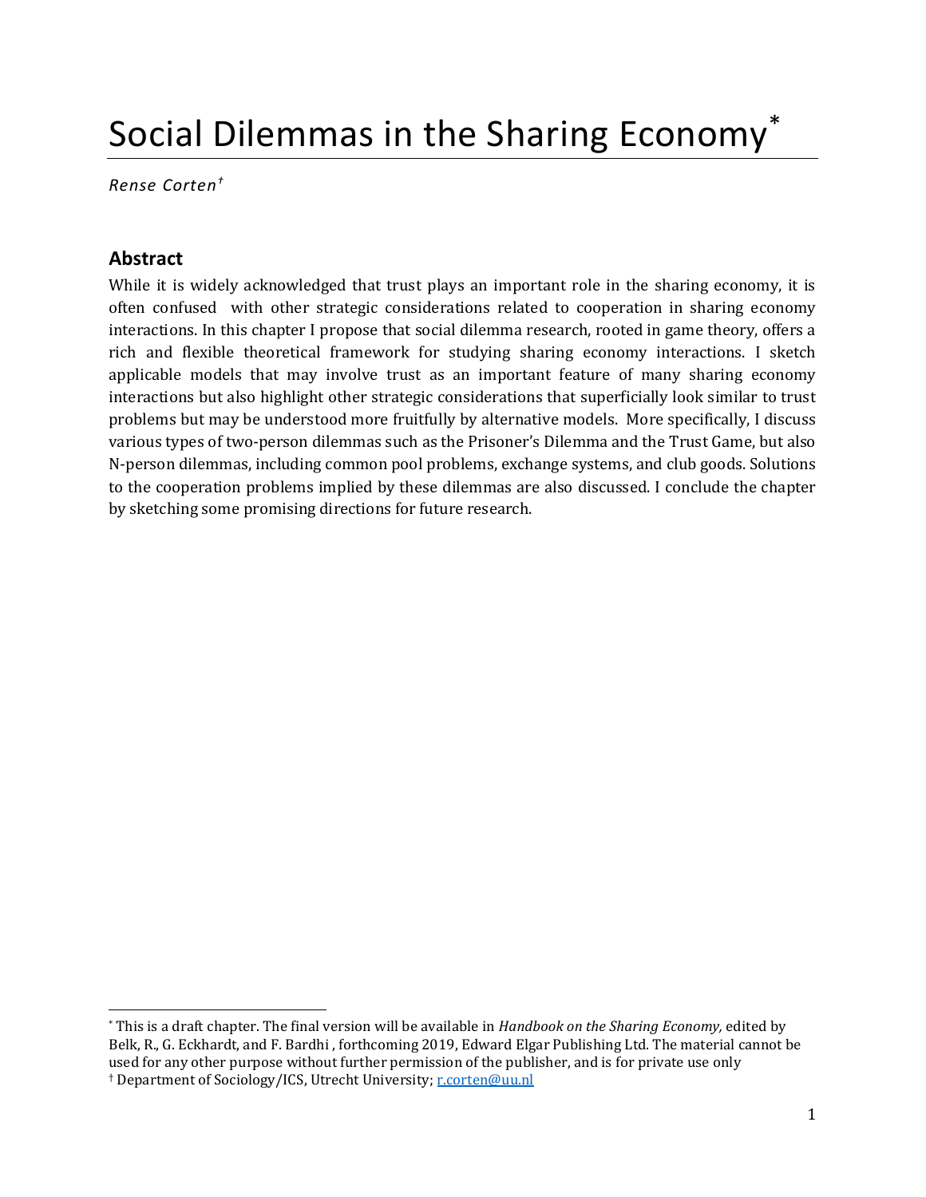# Social Dilemmas in the Sharing Economy[*]

*Rense Corten*[†]

## Abstract

While it is widely acknowledged that trust plays an important role in the sharing economy, it is often confused with other strategic considerations related to cooperation in sharing economy interactions. In this chapter I propose that social dilemma research, rooted in game theory, offers a rich and flexible theoretical framework for studying sharing economy interactions. I sketch applicable models that may involve trust as an important feature of many sharing economy interactions but also highlight other strategic considerations that superficially look similar to trust problems but may be understood more fruitfully by alternative models. More specifically, I discuss various types of two-person dilemmas such as the Prisoner's Dilemma and the Trust Game, but also N-person dilemmas, including common pool problems, exchange systems, and club goods. Solutions to the cooperation problems implied by these dilemmas are also discussed. I conclude the chapter by sketching some promising directions for future research.

---

[*] This is a draft chapter. The final version will be available in *Handbook on the Sharing Economy,* edited by Belk, R., G. Eckhardt, and F. Bardhi , forthcoming 2019, Edward Elgar Publishing Ltd. The material cannot be used for any other purpose without further permission of the publisher, and is for private use only

[†] Department of Sociology/ICS, Utrecht University; r.corten@uu.nl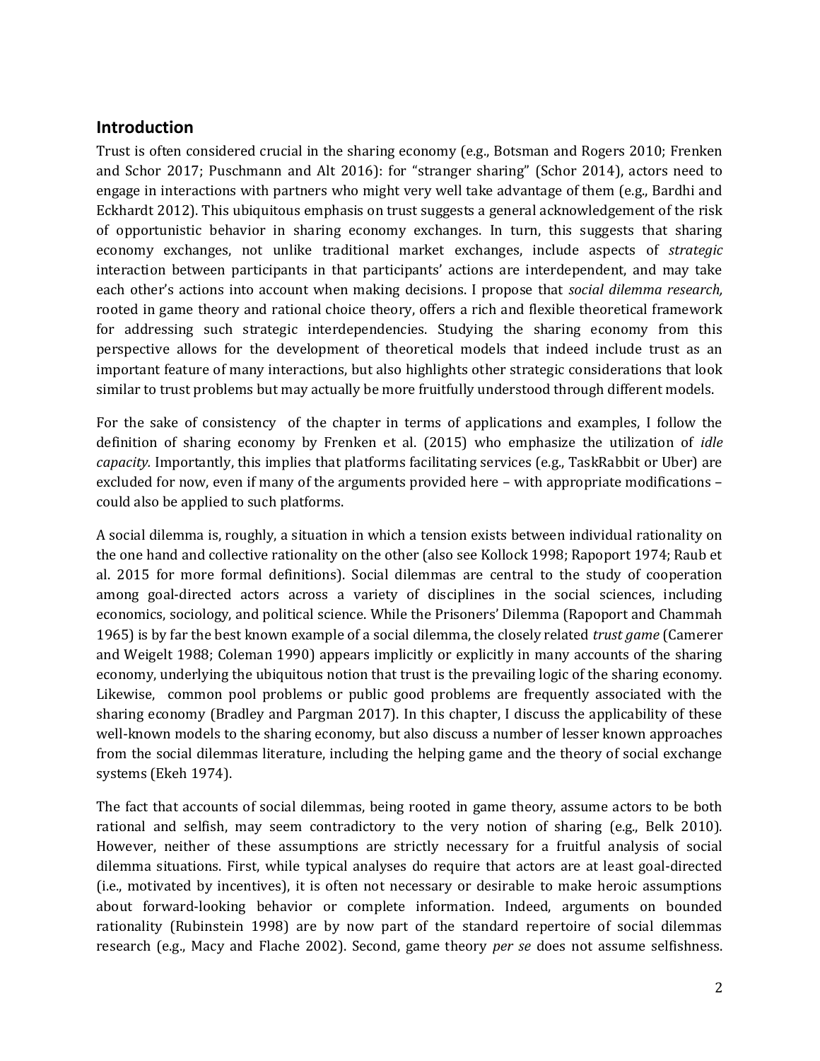## Introduction

Trust is often considered crucial in the sharing economy (e.g., Botsman and Rogers 2010; Frenken and Schor 2017; Puschmann and Alt 2016): for "stranger sharing" (Schor 2014), actors need to engage in interactions with partners who might very well take advantage of them (e.g., Bardhi and Eckhardt 2012). This ubiquitous emphasis on trust suggests a general acknowledgement of the risk of opportunistic behavior in sharing economy exchanges. In turn, this suggests that sharing economy exchanges, not unlike traditional market exchanges, include aspects of *strategic* interaction between participants in that participants' actions are interdependent, and may take each other's actions into account when making decisions. I propose that *social dilemma research,* rooted in game theory and rational choice theory, offers a rich and flexible theoretical framework for addressing such strategic interdependencies. Studying the sharing economy from this perspective allows for the development of theoretical models that indeed include trust as an important feature of many interactions, but also highlights other strategic considerations that look similar to trust problems but may actually be more fruitfully understood through different models.

For the sake of consistency of the chapter in terms of applications and examples, I follow the definition of sharing economy by Frenken et al. (2015) who emphasize the utilization of *idle capacity.* Importantly, this implies that platforms facilitating services (e.g., TaskRabbit or Uber) are excluded for now, even if many of the arguments provided here – with appropriate modifications – could also be applied to such platforms.

A social dilemma is, roughly, a situation in which a tension exists between individual rationality on the one hand and collective rationality on the other (also see Kollock 1998; Rapoport 1974; Raub et al. 2015 for more formal definitions). Social dilemmas are central to the study of cooperation among goal-directed actors across a variety of disciplines in the social sciences, including economics, sociology, and political science. While the Prisoners' Dilemma (Rapoport and Chammah 1965) is by far the best known example of a social dilemma, the closely related *trust game* (Camerer and Weigelt 1988; Coleman 1990) appears implicitly or explicitly in many accounts of the sharing economy, underlying the ubiquitous notion that trust is the prevailing logic of the sharing economy. Likewise, common pool problems or public good problems are frequently associated with the sharing economy (Bradley and Pargman 2017). In this chapter, I discuss the applicability of these well-known models to the sharing economy, but also discuss a number of lesser known approaches from the social dilemmas literature, including the helping game and the theory of social exchange systems (Ekeh 1974).

The fact that accounts of social dilemmas, being rooted in game theory, assume actors to be both rational and selfish, may seem contradictory to the very notion of sharing (e.g., Belk 2010). However, neither of these assumptions are strictly necessary for a fruitful analysis of social dilemma situations. First, while typical analyses do require that actors are at least goal-directed (i.e., motivated by incentives), it is often not necessary or desirable to make heroic assumptions about forward-looking behavior or complete information. Indeed, arguments on bounded rationality (Rubinstein 1998) are by now part of the standard repertoire of social dilemmas research (e.g., Macy and Flache 2002). Second, game theory *per se* does not assume selfishness.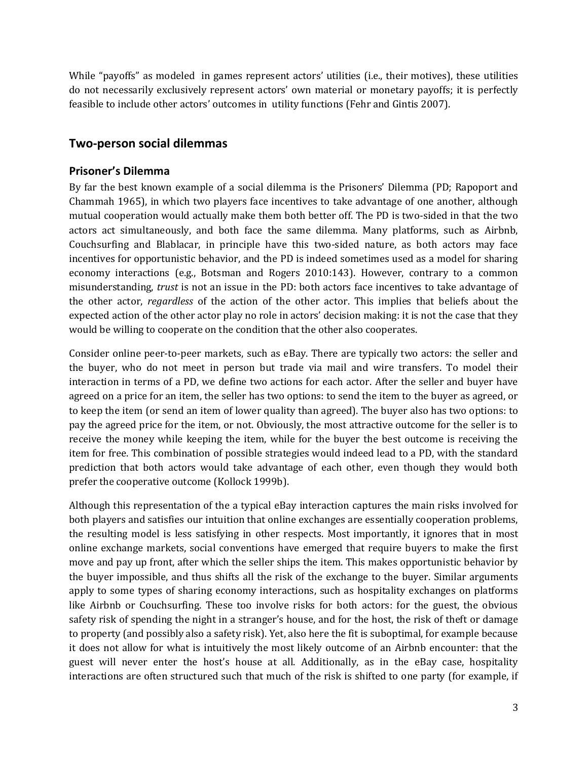While "payoffs" as modeled in games represent actors' utilities (i.e., their motives), these utilities do not necessarily exclusively represent actors' own material or monetary payoffs; it is perfectly feasible to include other actors' outcomes in utility functions (Fehr and Gintis 2007).

## Two-person social dilemmas

### Prisoner's Dilemma

By far the best known example of a social dilemma is the Prisoners' Dilemma (PD; Rapoport and Chammah 1965), in which two players face incentives to take advantage of one another, although mutual cooperation would actually make them both better off. The PD is two-sided in that the two actors act simultaneously, and both face the same dilemma. Many platforms, such as Airbnb, Couchsurfing and Blablacar, in principle have this two-sided nature, as both actors may face incentives for opportunistic behavior, and the PD is indeed sometimes used as a model for sharing economy interactions (e.g., Botsman and Rogers 2010:143). However, contrary to a common misunderstanding, *trust* is not an issue in the PD: both actors face incentives to take advantage of the other actor, *regardless* of the action of the other actor. This implies that beliefs about the expected action of the other actor play no role in actors' decision making: it is not the case that they would be willing to cooperate on the condition that the other also cooperates.

Consider online peer-to-peer markets, such as eBay. There are typically two actors: the seller and the buyer, who do not meet in person but trade via mail and wire transfers. To model their interaction in terms of a PD, we define two actions for each actor. After the seller and buyer have agreed on a price for an item, the seller has two options: to send the item to the buyer as agreed, or to keep the item (or send an item of lower quality than agreed). The buyer also has two options: to pay the agreed price for the item, or not. Obviously, the most attractive outcome for the seller is to receive the money while keeping the item, while for the buyer the best outcome is receiving the item for free. This combination of possible strategies would indeed lead to a PD, with the standard prediction that both actors would take advantage of each other, even though they would both prefer the cooperative outcome (Kollock 1999b).

Although this representation of the a typical eBay interaction captures the main risks involved for both players and satisfies our intuition that online exchanges are essentially cooperation problems, the resulting model is less satisfying in other respects. Most importantly, it ignores that in most online exchange markets, social conventions have emerged that require buyers to make the first move and pay up front, after which the seller ships the item. This makes opportunistic behavior by the buyer impossible, and thus shifts all the risk of the exchange to the buyer. Similar arguments apply to some types of sharing economy interactions, such as hospitality exchanges on platforms like Airbnb or Couchsurfing. These too involve risks for both actors: for the guest, the obvious safety risk of spending the night in a stranger's house, and for the host, the risk of theft or damage to property (and possibly also a safety risk). Yet, also here the fit is suboptimal, for example because it does not allow for what is intuitively the most likely outcome of an Airbnb encounter: that the guest will never enter the host's house at all. Additionally, as in the eBay case, hospitality interactions are often structured such that much of the risk is shifted to one party (for example, if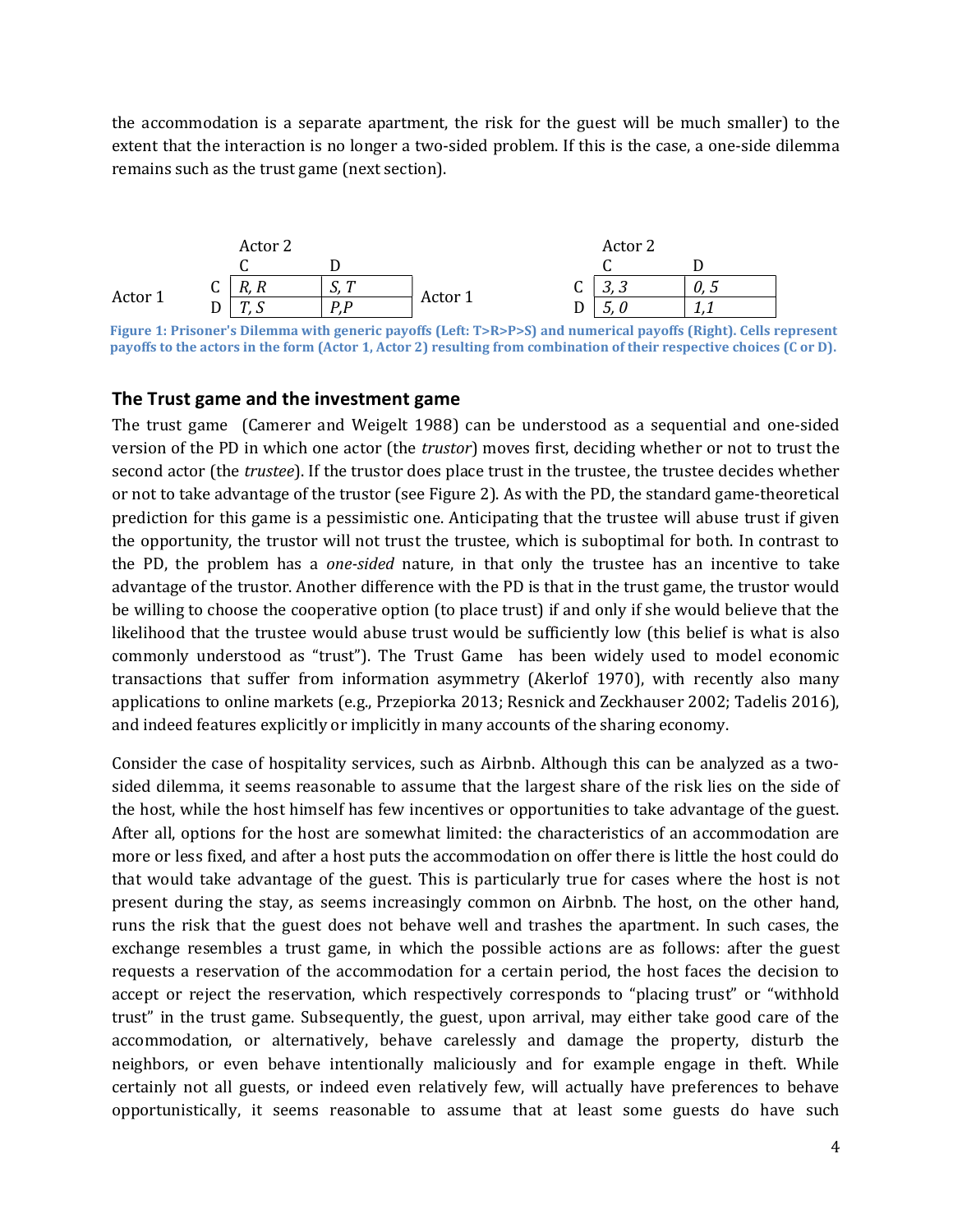the accommodation is a separate apartment, the risk for the guest will be much smaller) to the extent that the interaction is no longer a two-sided problem. If this is the case, a one-side dilemma remains such as the trust game (next section).

| | | Actor 2 | |
|---|---|---|---|
| | | C | D |
| Actor 1 | C | *R, R* | *S, T* |
| | D | *T, S* | *P,P* |

| | | Actor 2 | |
|---|---|---|---|
| | | C | D |
| Actor 1 | C | *3, 3* | *0, 5* |
| | D | *5, 0* | *1,1* |

**Figure 1: Prisoner's Dilemma with generic payoffs (Left: T>R>P>S) and numerical payoffs (Right). Cells represent payoffs to the actors in the form (Actor 1, Actor 2) resulting from combination of their respective choices (C or D).**

## The Trust game and the investment game

The trust game (Camerer and Weigelt 1988) can be understood as a sequential and one-sided version of the PD in which one actor (the *trustor*) moves first, deciding whether or not to trust the second actor (the *trustee*). If the trustor does place trust in the trustee, the trustee decides whether or not to take advantage of the trustor (see Figure 2). As with the PD, the standard game-theoretical prediction for this game is a pessimistic one. Anticipating that the trustee will abuse trust if given the opportunity, the trustor will not trust the trustee, which is suboptimal for both. In contrast to the PD, the problem has a *one-sided* nature, in that only the trustee has an incentive to take advantage of the trustor. Another difference with the PD is that in the trust game, the trustor would be willing to choose the cooperative option (to place trust) if and only if she would believe that the likelihood that the trustee would abuse trust would be sufficiently low (this belief is what is also commonly understood as "trust"). The Trust Game has been widely used to model economic transactions that suffer from information asymmetry (Akerlof 1970), with recently also many applications to online markets (e.g., Przepiorka 2013; Resnick and Zeckhauser 2002; Tadelis 2016), and indeed features explicitly or implicitly in many accounts of the sharing economy.

Consider the case of hospitality services, such as Airbnb. Although this can be analyzed as a two-sided dilemma, it seems reasonable to assume that the largest share of the risk lies on the side of the host, while the host himself has few incentives or opportunities to take advantage of the guest. After all, options for the host are somewhat limited: the characteristics of an accommodation are more or less fixed, and after a host puts the accommodation on offer there is little the host could do that would take advantage of the guest. This is particularly true for cases where the host is not present during the stay, as seems increasingly common on Airbnb. The host, on the other hand, runs the risk that the guest does not behave well and trashes the apartment. In such cases, the exchange resembles a trust game, in which the possible actions are as follows: after the guest requests a reservation of the accommodation for a certain period, the host faces the decision to accept or reject the reservation, which respectively corresponds to "placing trust" or "withhold trust" in the trust game. Subsequently, the guest, upon arrival, may either take good care of the accommodation, or alternatively, behave carelessly and damage the property, disturb the neighbors, or even behave intentionally maliciously and for example engage in theft. While certainly not all guests, or indeed even relatively few, will actually have preferences to behave opportunistically, it seems reasonable to assume that at least some guests do have such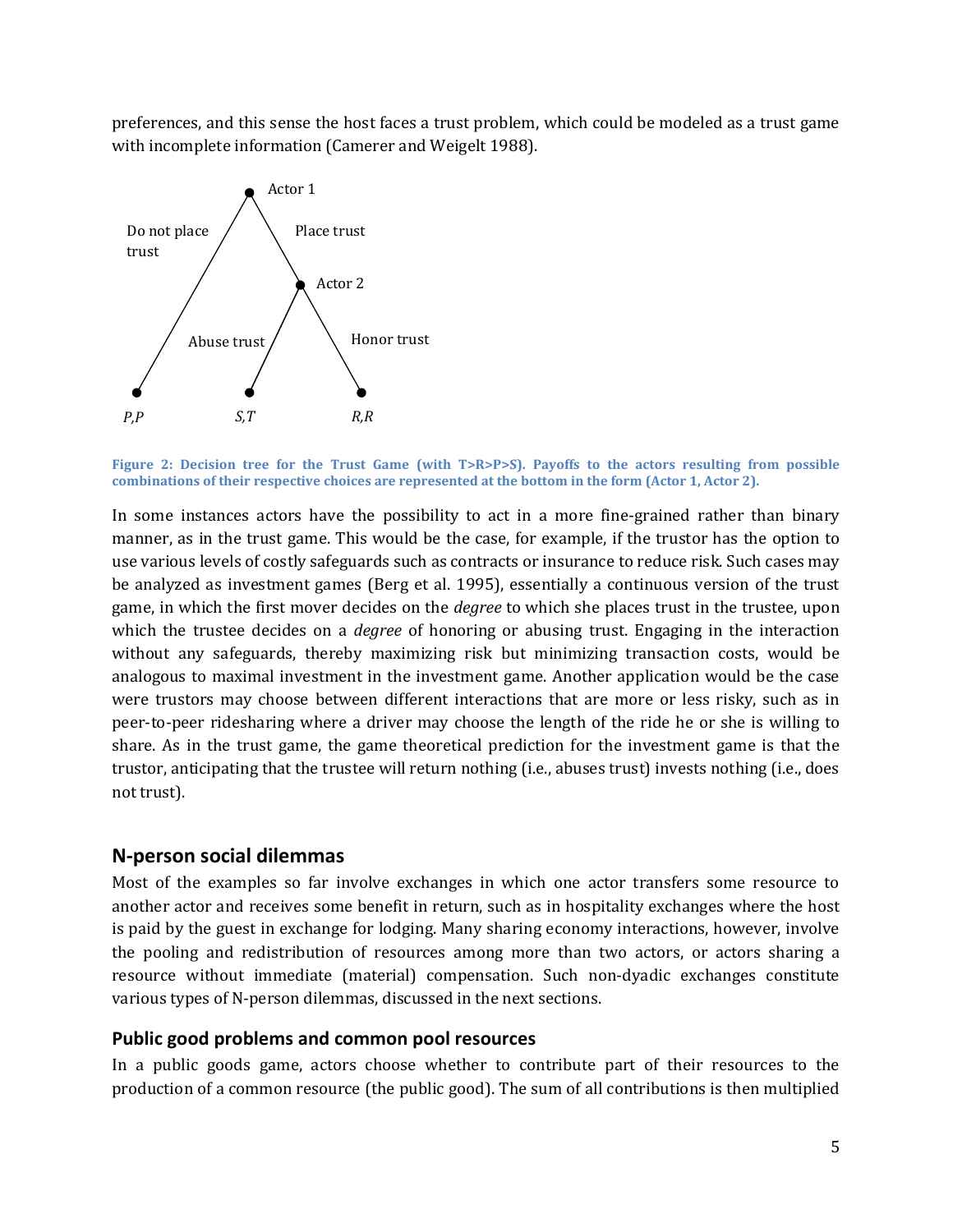preferences, and this sense the host faces a trust problem, which could be modeled as a trust game with incomplete information (Camerer and Weigelt 1988).

**Figure 2: Decision tree for the Trust Game (with T>R>P>S). Payoffs to the actors resulting from possible combinations of their respective choices are represented at the bottom in the form (Actor 1, Actor 2).**

In some instances actors have the possibility to act in a more fine-grained rather than binary manner, as in the trust game. This would be the case, for example, if the trustor has the option to use various levels of costly safeguards such as contracts or insurance to reduce risk. Such cases may be analyzed as investment games (Berg et al. 1995), essentially a continuous version of the trust game, in which the first mover decides on the *degree* to which she places trust in the trustee, upon which the trustee decides on a *degree* of honoring or abusing trust. Engaging in the interaction without any safeguards, thereby maximizing risk but minimizing transaction costs, would be analogous to maximal investment in the investment game. Another application would be the case were trustors may choose between different interactions that are more or less risky, such as in peer-to-peer ridesharing where a driver may choose the length of the ride he or she is willing to share. As in the trust game, the game theoretical prediction for the investment game is that the trustor, anticipating that the trustee will return nothing (i.e., abuses trust) invests nothing (i.e., does not trust).

## N-person social dilemmas

Most of the examples so far involve exchanges in which one actor transfers some resource to another actor and receives some benefit in return, such as in hospitality exchanges where the host is paid by the guest in exchange for lodging. Many sharing economy interactions, however, involve the pooling and redistribution of resources among more than two actors, or actors sharing a resource without immediate (material) compensation. Such non-dyadic exchanges constitute various types of N-person dilemmas, discussed in the next sections.

### Public good problems and common pool resources

In a public goods game, actors choose whether to contribute part of their resources to the production of a common resource (the public good). The sum of all contributions is then multiplied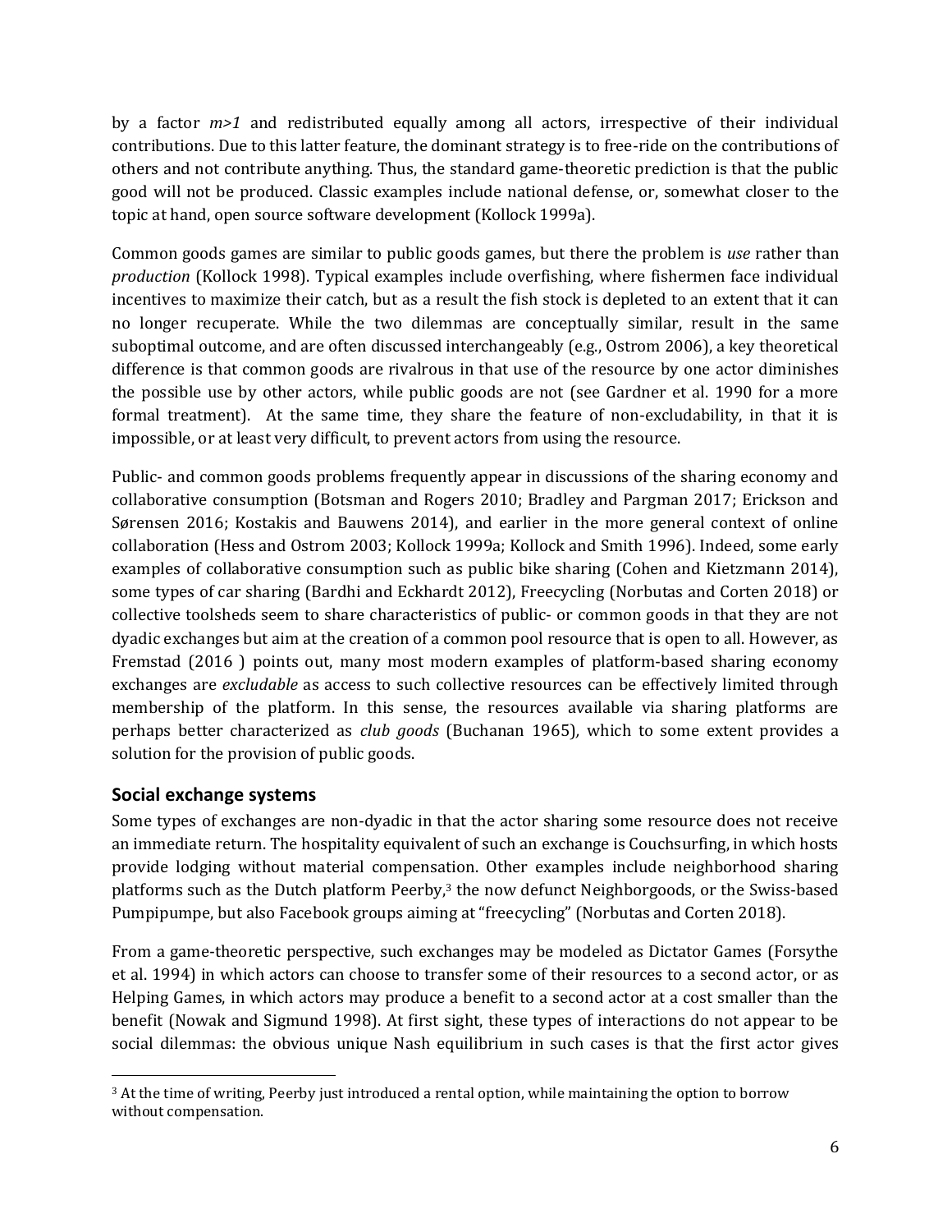by a factor *m>1* and redistributed equally among all actors, irrespective of their individual contributions. Due to this latter feature, the dominant strategy is to free-ride on the contributions of others and not contribute anything. Thus, the standard game-theoretic prediction is that the public good will not be produced. Classic examples include national defense, or, somewhat closer to the topic at hand, open source software development (Kollock 1999a).

Common goods games are similar to public goods games, but there the problem is *use* rather than *production* (Kollock 1998). Typical examples include overfishing, where fishermen face individual incentives to maximize their catch, but as a result the fish stock is depleted to an extent that it can no longer recuperate. While the two dilemmas are conceptually similar, result in the same suboptimal outcome, and are often discussed interchangeably (e.g., Ostrom 2006), a key theoretical difference is that common goods are rivalrous in that use of the resource by one actor diminishes the possible use by other actors, while public goods are not (see Gardner et al. 1990 for a more formal treatment). At the same time, they share the feature of non-excludability, in that it is impossible, or at least very difficult, to prevent actors from using the resource.

Public- and common goods problems frequently appear in discussions of the sharing economy and collaborative consumption (Botsman and Rogers 2010; Bradley and Pargman 2017; Erickson and Sørensen 2016; Kostakis and Bauwens 2014), and earlier in the more general context of online collaboration (Hess and Ostrom 2003; Kollock 1999a; Kollock and Smith 1996). Indeed, some early examples of collaborative consumption such as public bike sharing (Cohen and Kietzmann 2014), some types of car sharing (Bardhi and Eckhardt 2012), Freecycling (Norbutas and Corten 2018) or collective toolsheds seem to share characteristics of public- or common goods in that they are not dyadic exchanges but aim at the creation of a common pool resource that is open to all. However, as Fremstad (2016 ) points out, many most modern examples of platform-based sharing economy exchanges are *excludable* as access to such collective resources can be effectively limited through membership of the platform. In this sense, the resources available via sharing platforms are perhaps better characterized as *club goods* (Buchanan 1965), which to some extent provides a solution for the provision of public goods.

## Social exchange systems

Some types of exchanges are non-dyadic in that the actor sharing some resource does not receive an immediate return. The hospitality equivalent of such an exchange is Couchsurfing, in which hosts provide lodging without material compensation. Other examples include neighborhood sharing platforms such as the Dutch platform Peerby,[3] the now defunct Neighborgoods, or the Swiss-based Pumpipumpe, but also Facebook groups aiming at "freecycling" (Norbutas and Corten 2018).

From a game-theoretic perspective, such exchanges may be modeled as Dictator Games (Forsythe et al. 1994) in which actors can choose to transfer some of their resources to a second actor, or as Helping Games, in which actors may produce a benefit to a second actor at a cost smaller than the benefit (Nowak and Sigmund 1998). At first sight, these types of interactions do not appear to be social dilemmas: the obvious unique Nash equilibrium in such cases is that the first actor gives

[3] At the time of writing, Peerby just introduced a rental option, while maintaining the option to borrow without compensation.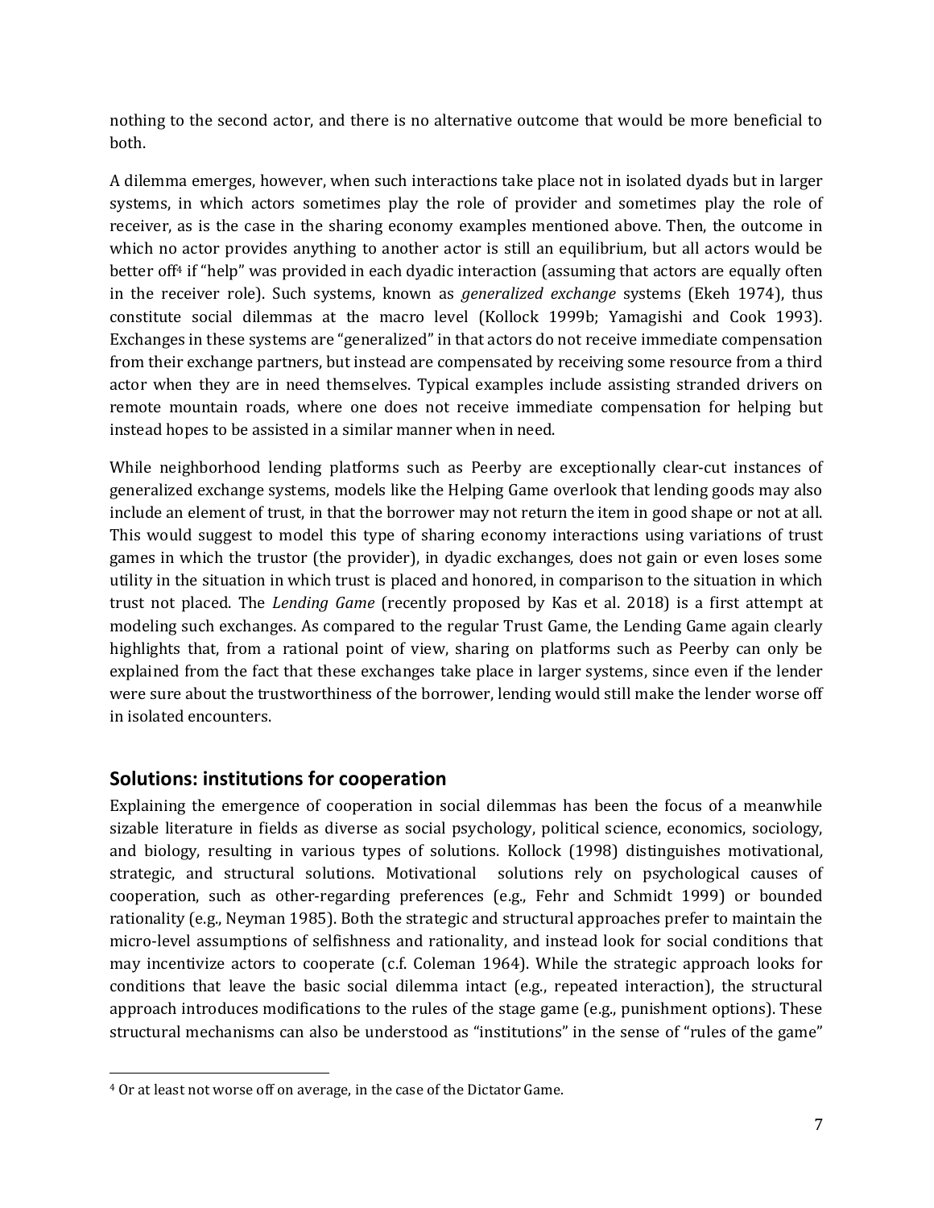nothing to the second actor, and there is no alternative outcome that would be more beneficial to both.

A dilemma emerges, however, when such interactions take place not in isolated dyads but in larger systems, in which actors sometimes play the role of provider and sometimes play the role of receiver, as is the case in the sharing economy examples mentioned above. Then, the outcome in which no actor provides anything to another actor is still an equilibrium, but all actors would be better off[4] if "help" was provided in each dyadic interaction (assuming that actors are equally often in the receiver role). Such systems, known as *generalized exchange* systems (Ekeh 1974), thus constitute social dilemmas at the macro level (Kollock 1999b; Yamagishi and Cook 1993). Exchanges in these systems are "generalized" in that actors do not receive immediate compensation from their exchange partners, but instead are compensated by receiving some resource from a third actor when they are in need themselves. Typical examples include assisting stranded drivers on remote mountain roads, where one does not receive immediate compensation for helping but instead hopes to be assisted in a similar manner when in need.

While neighborhood lending platforms such as Peerby are exceptionally clear-cut instances of generalized exchange systems, models like the Helping Game overlook that lending goods may also include an element of trust, in that the borrower may not return the item in good shape or not at all. This would suggest to model this type of sharing economy interactions using variations of trust games in which the trustor (the provider), in dyadic exchanges, does not gain or even loses some utility in the situation in which trust is placed and honored, in comparison to the situation in which trust not placed. The *Lending Game* (recently proposed by Kas et al. 2018) is a first attempt at modeling such exchanges. As compared to the regular Trust Game, the Lending Game again clearly highlights that, from a rational point of view, sharing on platforms such as Peerby can only be explained from the fact that these exchanges take place in larger systems, since even if the lender were sure about the trustworthiness of the borrower, lending would still make the lender worse off in isolated encounters.

## Solutions: institutions for cooperation

Explaining the emergence of cooperation in social dilemmas has been the focus of a meanwhile sizable literature in fields as diverse as social psychology, political science, economics, sociology, and biology, resulting in various types of solutions. Kollock (1998) distinguishes motivational, strategic, and structural solutions. Motivational solutions rely on psychological causes of cooperation, such as other-regarding preferences (e.g., Fehr and Schmidt 1999) or bounded rationality (e.g., Neyman 1985). Both the strategic and structural approaches prefer to maintain the micro-level assumptions of selfishness and rationality, and instead look for social conditions that may incentivize actors to cooperate (c.f. Coleman 1964). While the strategic approach looks for conditions that leave the basic social dilemma intact (e.g., repeated interaction), the structural approach introduces modifications to the rules of the stage game (e.g., punishment options). These structural mechanisms can also be understood as "institutions" in the sense of "rules of the game"

[4] Or at least not worse off on average, in the case of the Dictator Game.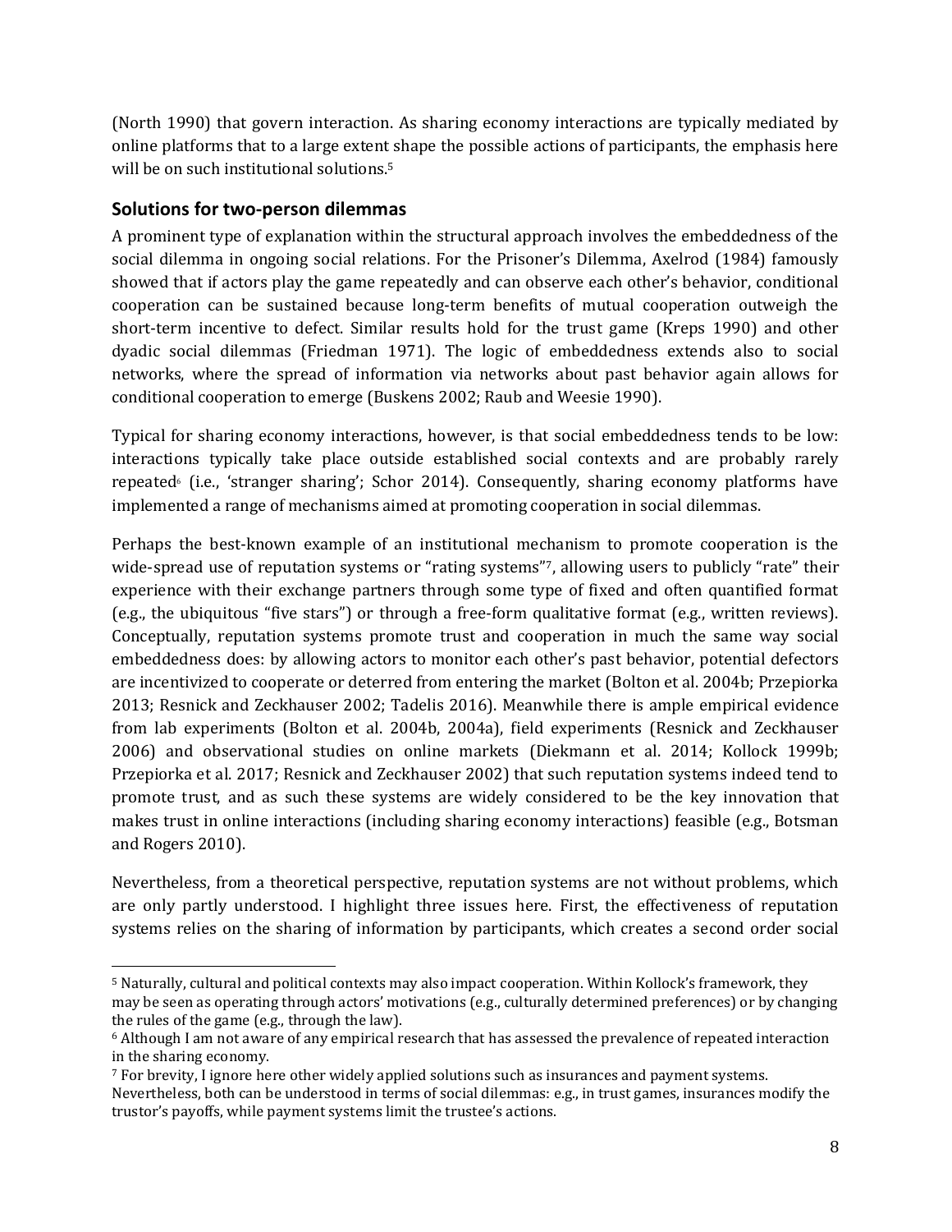(North 1990) that govern interaction. As sharing economy interactions are typically mediated by online platforms that to a large extent shape the possible actions of participants, the emphasis here will be on such institutional solutions.[5]

## Solutions for two-person dilemmas

A prominent type of explanation within the structural approach involves the embeddedness of the social dilemma in ongoing social relations. For the Prisoner's Dilemma, Axelrod (1984) famously showed that if actors play the game repeatedly and can observe each other's behavior, conditional cooperation can be sustained because long-term benefits of mutual cooperation outweigh the short-term incentive to defect. Similar results hold for the trust game (Kreps 1990) and other dyadic social dilemmas (Friedman 1971). The logic of embeddedness extends also to social networks, where the spread of information via networks about past behavior again allows for conditional cooperation to emerge (Buskens 2002; Raub and Weesie 1990).

Typical for sharing economy interactions, however, is that social embeddedness tends to be low: interactions typically take place outside established social contexts and are probably rarely repeated[6] (i.e., 'stranger sharing'; Schor 2014). Consequently, sharing economy platforms have implemented a range of mechanisms aimed at promoting cooperation in social dilemmas.

Perhaps the best-known example of an institutional mechanism to promote cooperation is the wide-spread use of reputation systems or "rating systems"[7], allowing users to publicly "rate" their experience with their exchange partners through some type of fixed and often quantified format (e.g., the ubiquitous "five stars") or through a free-form qualitative format (e.g., written reviews). Conceptually, reputation systems promote trust and cooperation in much the same way social embeddedness does: by allowing actors to monitor each other's past behavior, potential defectors are incentivized to cooperate or deterred from entering the market (Bolton et al. 2004b; Przepiorka 2013; Resnick and Zeckhauser 2002; Tadelis 2016). Meanwhile there is ample empirical evidence from lab experiments (Bolton et al. 2004b, 2004a), field experiments (Resnick and Zeckhauser 2006) and observational studies on online markets (Diekmann et al. 2014; Kollock 1999b; Przepiorka et al. 2017; Resnick and Zeckhauser 2002) that such reputation systems indeed tend to promote trust, and as such these systems are widely considered to be the key innovation that makes trust in online interactions (including sharing economy interactions) feasible (e.g., Botsman and Rogers 2010).

Nevertheless, from a theoretical perspective, reputation systems are not without problems, which are only partly understood. I highlight three issues here. First, the effectiveness of reputation systems relies on the sharing of information by participants, which creates a second order social

---

[5] Naturally, cultural and political contexts may also impact cooperation. Within Kollock's framework, they may be seen as operating through actors' motivations (e.g., culturally determined preferences) or by changing the rules of the game (e.g., through the law).

[6] Although I am not aware of any empirical research that has assessed the prevalence of repeated interaction in the sharing economy.

[7] For brevity, I ignore here other widely applied solutions such as insurances and payment systems. Nevertheless, both can be understood in terms of social dilemmas: e.g., in trust games, insurances modify the trustor's payoffs, while payment systems limit the trustee's actions.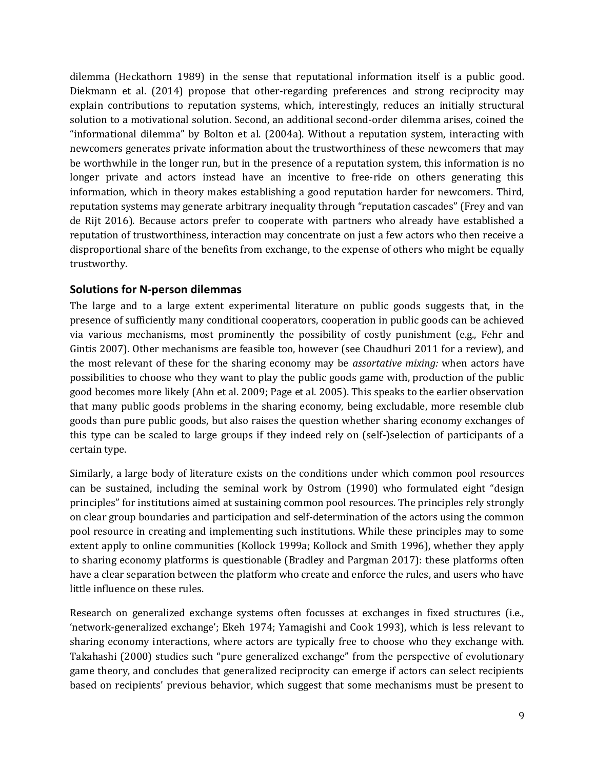dilemma (Heckathorn 1989) in the sense that reputational information itself is a public good. Diekmann et al. (2014) propose that other-regarding preferences and strong reciprocity may explain contributions to reputation systems, which, interestingly, reduces an initially structural solution to a motivational solution. Second, an additional second-order dilemma arises, coined the "informational dilemma" by Bolton et al. (2004a). Without a reputation system, interacting with newcomers generates private information about the trustworthiness of these newcomers that may be worthwhile in the longer run, but in the presence of a reputation system, this information is no longer private and actors instead have an incentive to free-ride on others generating this information, which in theory makes establishing a good reputation harder for newcomers. Third, reputation systems may generate arbitrary inequality through "reputation cascades" (Frey and van de Rijt 2016). Because actors prefer to cooperate with partners who already have established a reputation of trustworthiness, interaction may concentrate on just a few actors who then receive a disproportional share of the benefits from exchange, to the expense of others who might be equally trustworthy.

## Solutions for N-person dilemmas

The large and to a large extent experimental literature on public goods suggests that, in the presence of sufficiently many conditional cooperators, cooperation in public goods can be achieved via various mechanisms, most prominently the possibility of costly punishment (e.g., Fehr and Gintis 2007). Other mechanisms are feasible too, however (see Chaudhuri 2011 for a review), and the most relevant of these for the sharing economy may be *assortative mixing:* when actors have possibilities to choose who they want to play the public goods game with, production of the public good becomes more likely (Ahn et al. 2009; Page et al. 2005). This speaks to the earlier observation that many public goods problems in the sharing economy, being excludable, more resemble club goods than pure public goods, but also raises the question whether sharing economy exchanges of this type can be scaled to large groups if they indeed rely on (self-)selection of participants of a certain type.

Similarly, a large body of literature exists on the conditions under which common pool resources can be sustained, including the seminal work by Ostrom (1990) who formulated eight "design principles" for institutions aimed at sustaining common pool resources. The principles rely strongly on clear group boundaries and participation and self-determination of the actors using the common pool resource in creating and implementing such institutions. While these principles may to some extent apply to online communities (Kollock 1999a; Kollock and Smith 1996), whether they apply to sharing economy platforms is questionable (Bradley and Pargman 2017): these platforms often have a clear separation between the platform who create and enforce the rules, and users who have little influence on these rules.

Research on generalized exchange systems often focusses at exchanges in fixed structures (i.e., 'network-generalized exchange'; Ekeh 1974; Yamagishi and Cook 1993), which is less relevant to sharing economy interactions, where actors are typically free to choose who they exchange with. Takahashi (2000) studies such "pure generalized exchange" from the perspective of evolutionary game theory, and concludes that generalized reciprocity can emerge if actors can select recipients based on recipients' previous behavior, which suggest that some mechanisms must be present to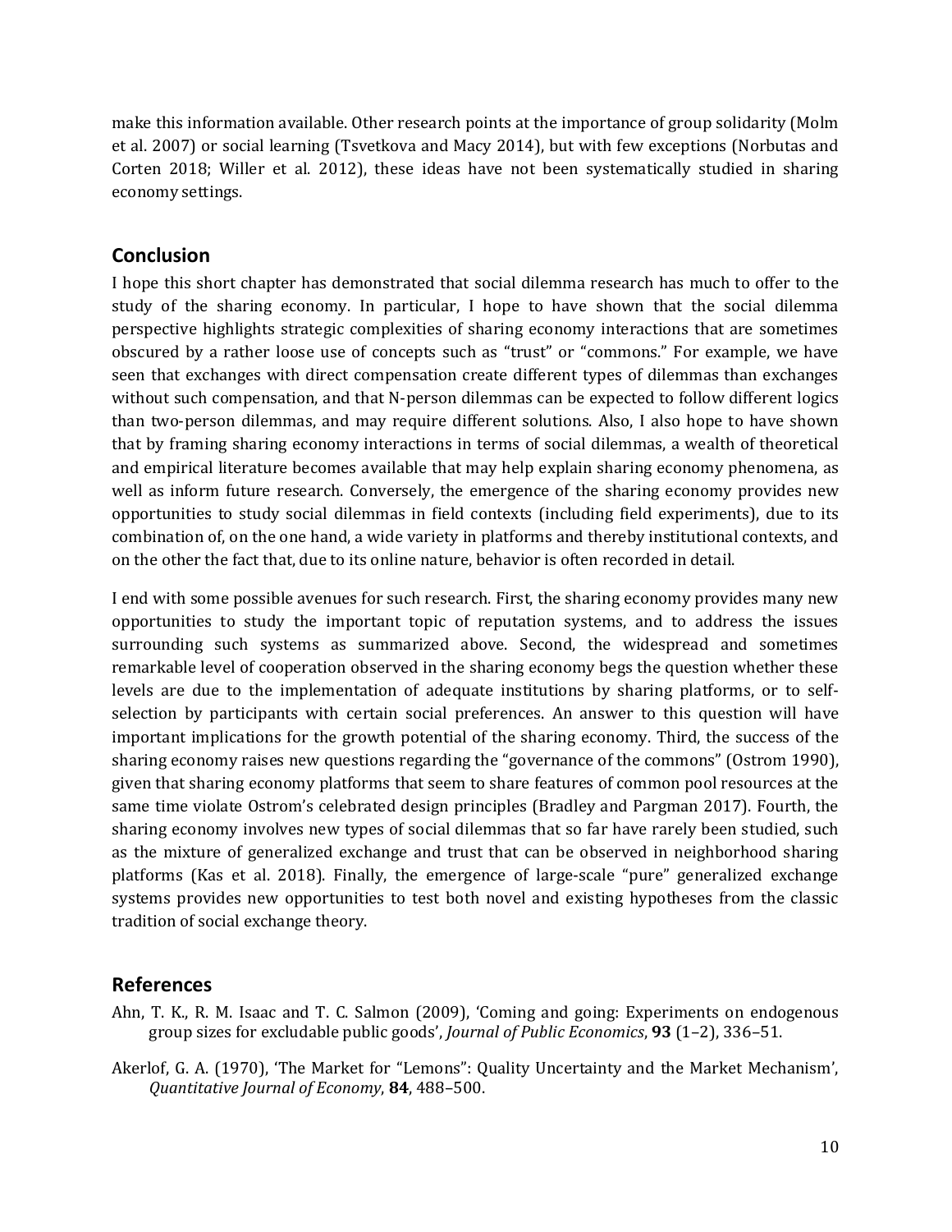make this information available. Other research points at the importance of group solidarity (Molm et al. 2007) or social learning (Tsvetkova and Macy 2014), but with few exceptions (Norbutas and Corten 2018; Willer et al. 2012), these ideas have not been systematically studied in sharing economy settings.

## Conclusion

I hope this short chapter has demonstrated that social dilemma research has much to offer to the study of the sharing economy. In particular, I hope to have shown that the social dilemma perspective highlights strategic complexities of sharing economy interactions that are sometimes obscured by a rather loose use of concepts such as "trust" or "commons." For example, we have seen that exchanges with direct compensation create different types of dilemmas than exchanges without such compensation, and that N-person dilemmas can be expected to follow different logics than two-person dilemmas, and may require different solutions. Also, I also hope to have shown that by framing sharing economy interactions in terms of social dilemmas, a wealth of theoretical and empirical literature becomes available that may help explain sharing economy phenomena, as well as inform future research. Conversely, the emergence of the sharing economy provides new opportunities to study social dilemmas in field contexts (including field experiments), due to its combination of, on the one hand, a wide variety in platforms and thereby institutional contexts, and on the other the fact that, due to its online nature, behavior is often recorded in detail.

I end with some possible avenues for such research. First, the sharing economy provides many new opportunities to study the important topic of reputation systems, and to address the issues surrounding such systems as summarized above. Second, the widespread and sometimes remarkable level of cooperation observed in the sharing economy begs the question whether these levels are due to the implementation of adequate institutions by sharing platforms, or to self-selection by participants with certain social preferences. An answer to this question will have important implications for the growth potential of the sharing economy. Third, the success of the sharing economy raises new questions regarding the "governance of the commons" (Ostrom 1990), given that sharing economy platforms that seem to share features of common pool resources at the same time violate Ostrom's celebrated design principles (Bradley and Pargman 2017). Fourth, the sharing economy involves new types of social dilemmas that so far have rarely been studied, such as the mixture of generalized exchange and trust that can be observed in neighborhood sharing platforms (Kas et al. 2018). Finally, the emergence of large-scale "pure" generalized exchange systems provides new opportunities to test both novel and existing hypotheses from the classic tradition of social exchange theory.

## References

Ahn, T. K., R. M. Isaac and T. C. Salmon (2009), 'Coming and going: Experiments on endogenous group sizes for excludable public goods', *Journal of Public Economics*, **93** (1–2), 336–51.

Akerlof, G. A. (1970), 'The Market for "Lemons": Quality Uncertainty and the Market Mechanism', *Quantitative Journal of Economy*, **84**, 488–500.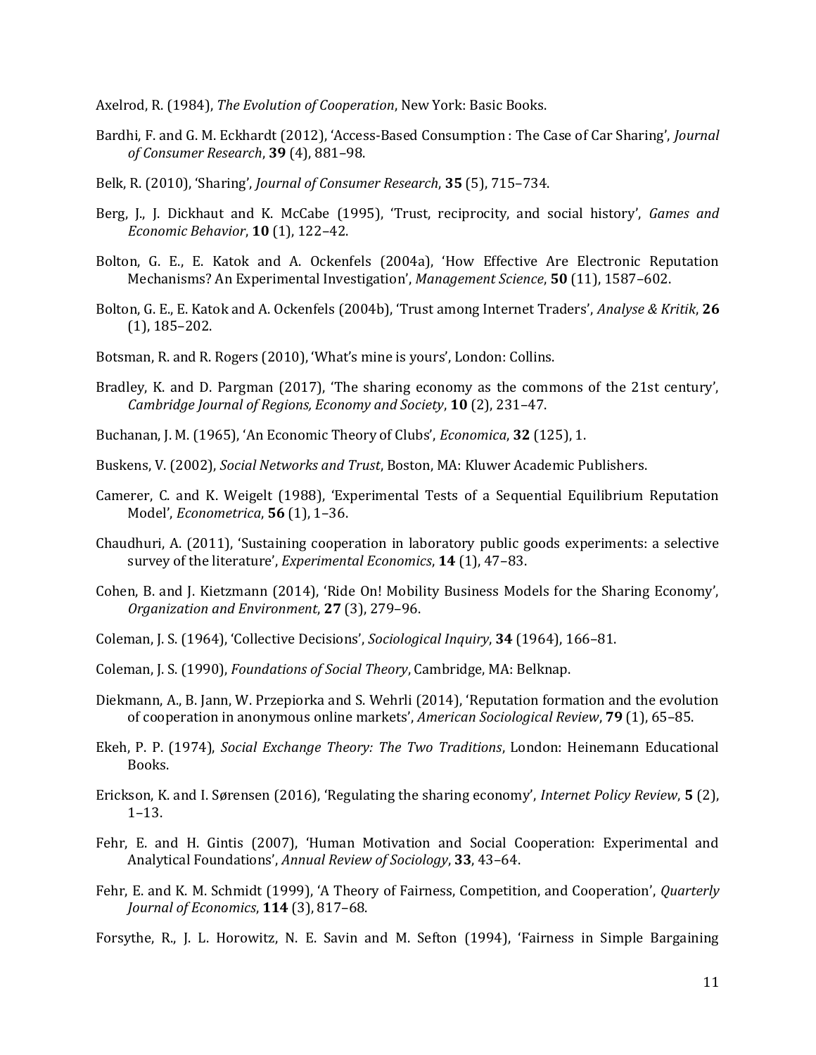Axelrod, R. (1984), *The Evolution of Cooperation*, New York: Basic Books.

Bardhi, F. and G. M. Eckhardt (2012), 'Access-Based Consumption : The Case of Car Sharing', *Journal of Consumer Research*, **39** (4), 881–98.

Belk, R. (2010), 'Sharing', *Journal of Consumer Research*, **35** (5), 715–734.

Berg, J., J. Dickhaut and K. McCabe (1995), 'Trust, reciprocity, and social history', *Games and Economic Behavior*, **10** (1), 122–42.

Bolton, G. E., E. Katok and A. Ockenfels (2004a), 'How Effective Are Electronic Reputation Mechanisms? An Experimental Investigation', *Management Science*, **50** (11), 1587–602.

Bolton, G. E., E. Katok and A. Ockenfels (2004b), 'Trust among Internet Traders', *Analyse & Kritik*, **26** (1), 185–202.

Botsman, R. and R. Rogers (2010), 'What's mine is yours', London: Collins.

Bradley, K. and D. Pargman (2017), 'The sharing economy as the commons of the 21st century', *Cambridge Journal of Regions, Economy and Society*, **10** (2), 231–47.

Buchanan, J. M. (1965), 'An Economic Theory of Clubs', *Economica*, **32** (125), 1.

Buskens, V. (2002), *Social Networks and Trust*, Boston, MA: Kluwer Academic Publishers.

Camerer, C. and K. Weigelt (1988), 'Experimental Tests of a Sequential Equilibrium Reputation Model', *Econometrica*, **56** (1), 1–36.

Chaudhuri, A. (2011), 'Sustaining cooperation in laboratory public goods experiments: a selective survey of the literature', *Experimental Economics*, **14** (1), 47–83.

Cohen, B. and J. Kietzmann (2014), 'Ride On! Mobility Business Models for the Sharing Economy', *Organization and Environment*, **27** (3), 279–96.

Coleman, J. S. (1964), 'Collective Decisions', *Sociological Inquiry*, **34** (1964), 166–81.

Coleman, J. S. (1990), *Foundations of Social Theory*, Cambridge, MA: Belknap.

Diekmann, A., B. Jann, W. Przepiorka and S. Wehrli (2014), 'Reputation formation and the evolution of cooperation in anonymous online markets', *American Sociological Review*, **79** (1), 65–85.

Ekeh, P. P. (1974), *Social Exchange Theory: The Two Traditions*, London: Heinemann Educational Books.

Erickson, K. and I. Sørensen (2016), 'Regulating the sharing economy', *Internet Policy Review*, **5** (2), 1–13.

Fehr, E. and H. Gintis (2007), 'Human Motivation and Social Cooperation: Experimental and Analytical Foundations', *Annual Review of Sociology*, **33**, 43–64.

Fehr, E. and K. M. Schmidt (1999), 'A Theory of Fairness, Competition, and Cooperation', *Quarterly Journal of Economics*, **114** (3), 817–68.

Forsythe, R., J. L. Horowitz, N. E. Savin and M. Sefton (1994), 'Fairness in Simple Bargaining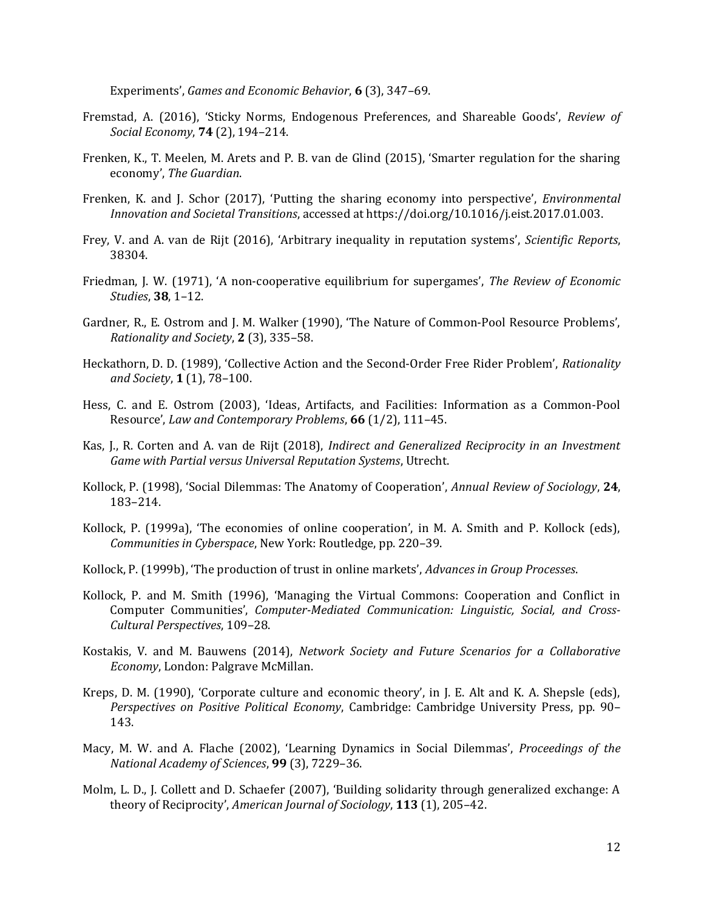Experiments', *Games and Economic Behavior*, **6** (3), 347–69.

Fremstad, A. (2016), 'Sticky Norms, Endogenous Preferences, and Shareable Goods', *Review of Social Economy*, **74** (2), 194–214.

Frenken, K., T. Meelen, M. Arets and P. B. van de Glind (2015), 'Smarter regulation for the sharing economy', *The Guardian*.

Frenken, K. and J. Schor (2017), 'Putting the sharing economy into perspective', *Environmental Innovation and Societal Transitions*, accessed at https://doi.org/10.1016/j.eist.2017.01.003.

Frey, V. and A. van de Rijt (2016), 'Arbitrary inequality in reputation systems', *Scientific Reports*, 38304.

Friedman, J. W. (1971), 'A non-cooperative equilibrium for supergames', *The Review of Economic Studies*, **38**, 1–12.

Gardner, R., E. Ostrom and J. M. Walker (1990), 'The Nature of Common-Pool Resource Problems', *Rationality and Society*, **2** (3), 335–58.

Heckathorn, D. D. (1989), 'Collective Action and the Second-Order Free Rider Problem', *Rationality and Society*, **1** (1), 78–100.

Hess, C. and E. Ostrom (2003), 'Ideas, Artifacts, and Facilities: Information as a Common-Pool Resource', *Law and Contemporary Problems*, **66** (1/2), 111–45.

Kas, J., R. Corten and A. van de Rijt (2018), *Indirect and Generalized Reciprocity in an Investment Game with Partial versus Universal Reputation Systems*, Utrecht.

Kollock, P. (1998), 'Social Dilemmas: The Anatomy of Cooperation', *Annual Review of Sociology*, **24**, 183–214.

Kollock, P. (1999a), 'The economies of online cooperation', in M. A. Smith and P. Kollock (eds), *Communities in Cyberspace*, New York: Routledge, pp. 220–39.

Kollock, P. (1999b), 'The production of trust in online markets', *Advances in Group Processes*.

Kollock, P. and M. Smith (1996), 'Managing the Virtual Commons: Cooperation and Conflict in Computer Communities', *Computer-Mediated Communication: Linguistic, Social, and Cross-Cultural Perspectives*, 109–28.

Kostakis, V. and M. Bauwens (2014), *Network Society and Future Scenarios for a Collaborative Economy*, London: Palgrave McMillan.

Kreps, D. M. (1990), 'Corporate culture and economic theory', in J. E. Alt and K. A. Shepsle (eds), *Perspectives on Positive Political Economy*, Cambridge: Cambridge University Press, pp. 90–143.

Macy, M. W. and A. Flache (2002), 'Learning Dynamics in Social Dilemmas', *Proceedings of the National Academy of Sciences*, **99** (3), 7229–36.

Molm, L. D., J. Collett and D. Schaefer (2007), 'Building solidarity through generalized exchange: A theory of Reciprocity', *American Journal of Sociology*, **113** (1), 205–42.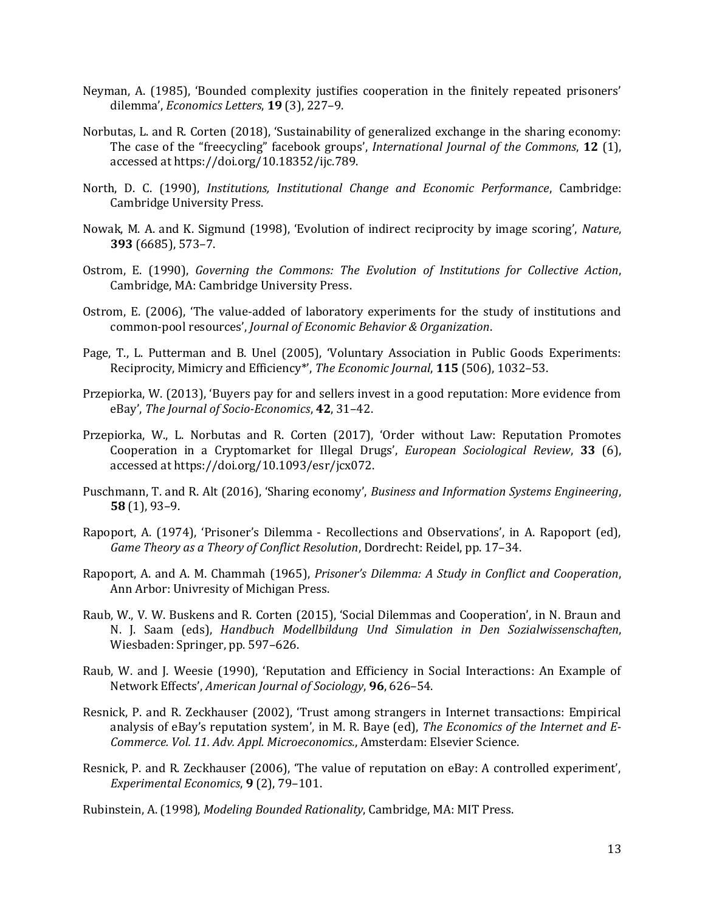Neyman, A. (1985), 'Bounded complexity justifies cooperation in the finitely repeated prisoners' dilemma', *Economics Letters*, **19** (3), 227–9.

Norbutas, L. and R. Corten (2018), 'Sustainability of generalized exchange in the sharing economy: The case of the "freecycling" facebook groups', *International Journal of the Commons*, **12** (1), accessed at https://doi.org/10.18352/ijc.789.

North, D. C. (1990), *Institutions, Institutional Change and Economic Performance*, Cambridge: Cambridge University Press.

Nowak, M. A. and K. Sigmund (1998), 'Evolution of indirect reciprocity by image scoring', *Nature*, **393** (6685), 573–7.

Ostrom, E. (1990), *Governing the Commons: The Evolution of Institutions for Collective Action*, Cambridge, MA: Cambridge University Press.

Ostrom, E. (2006), 'The value-added of laboratory experiments for the study of institutions and common-pool resources', *Journal of Economic Behavior & Organization*.

Page, T., L. Putterman and B. Unel (2005), 'Voluntary Association in Public Goods Experiments: Reciprocity, Mimicry and Efficiency*', *The Economic Journal*, **115** (506), 1032–53.

Przepiorka, W. (2013), 'Buyers pay for and sellers invest in a good reputation: More evidence from eBay', *The Journal of Socio-Economics*, **42**, 31–42.

Przepiorka, W., L. Norbutas and R. Corten (2017), 'Order without Law: Reputation Promotes Cooperation in a Cryptomarket for Illegal Drugs', *European Sociological Review*, **33** (6), accessed at https://doi.org/10.1093/esr/jcx072.

Puschmann, T. and R. Alt (2016), 'Sharing economy', *Business and Information Systems Engineering*, **58** (1), 93–9.

Rapoport, A. (1974), 'Prisoner's Dilemma - Recollections and Observations', in A. Rapoport (ed), *Game Theory as a Theory of Conflict Resolution*, Dordrecht: Reidel, pp. 17–34.

Rapoport, A. and A. M. Chammah (1965), *Prisoner's Dilemma: A Study in Conflict and Cooperation*, Ann Arbor: Univresity of Michigan Press.

Raub, W., V. W. Buskens and R. Corten (2015), 'Social Dilemmas and Cooperation', in N. Braun and N. J. Saam (eds), *Handbuch Modellbildung Und Simulation in Den Sozialwissenschaften*, Wiesbaden: Springer, pp. 597–626.

Raub, W. and J. Weesie (1990), 'Reputation and Efficiency in Social Interactions: An Example of Network Effects', *American Journal of Sociology*, **96**, 626–54.

Resnick, P. and R. Zeckhauser (2002), 'Trust among strangers in Internet transactions: Empirical analysis of eBay's reputation system', in M. R. Baye (ed), *The Economics of the Internet and E-Commerce. Vol. 11. Adv. Appl. Microeconomics.*, Amsterdam: Elsevier Science.

Resnick, P. and R. Zeckhauser (2006), 'The value of reputation on eBay: A controlled experiment', *Experimental Economics*, **9** (2), 79–101.

Rubinstein, A. (1998), *Modeling Bounded Rationality*, Cambridge, MA: MIT Press.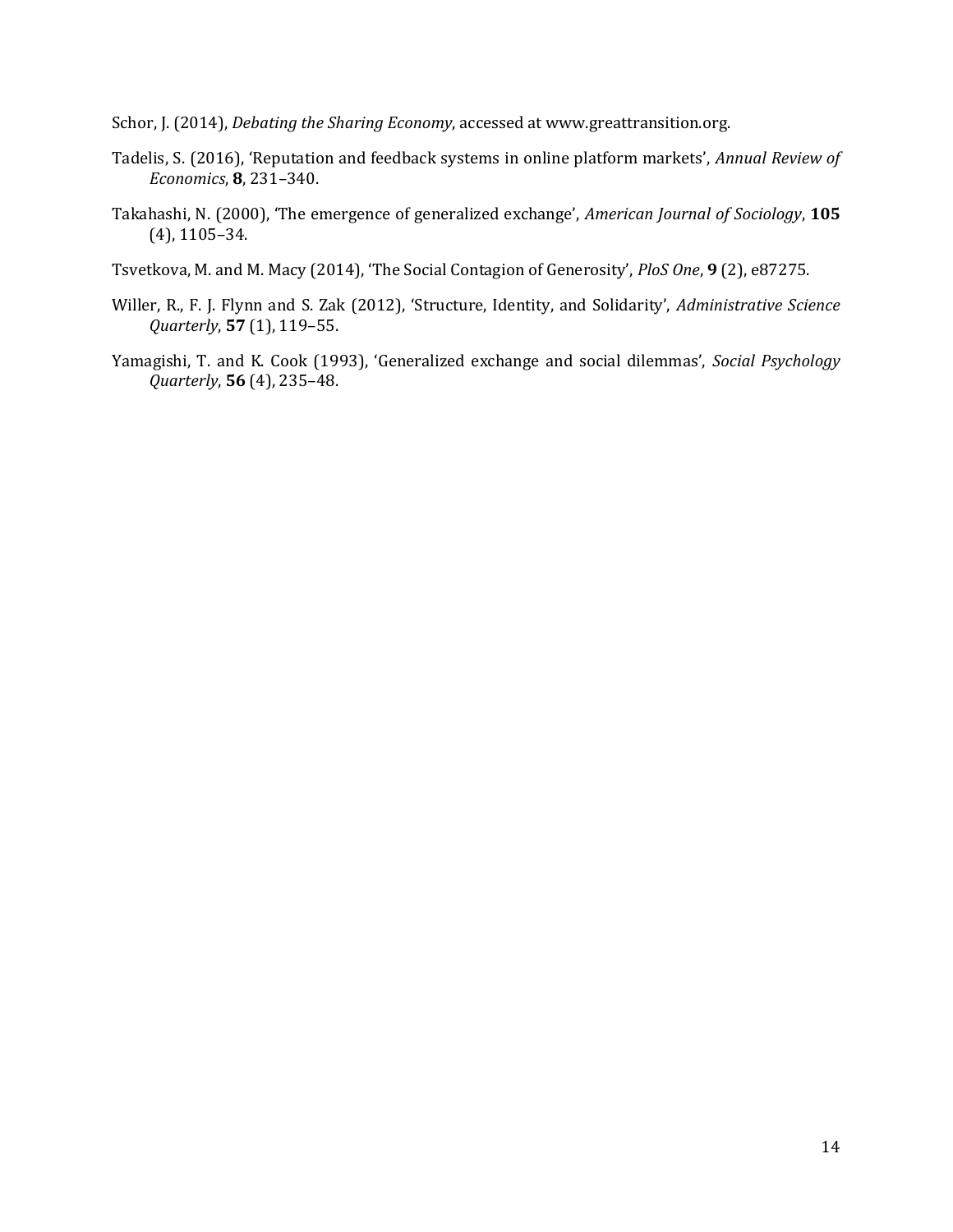Schor, J. (2014), *Debating the Sharing Economy*, accessed at www.greattransition.org.

Tadelis, S. (2016), 'Reputation and feedback systems in online platform markets', *Annual Review of Economics*, **8**, 231–340.

Takahashi, N. (2000), 'The emergence of generalized exchange', *American Journal of Sociology*, **105** (4), 1105–34.

Tsvetkova, M. and M. Macy (2014), 'The Social Contagion of Generosity', *PloS One*, **9** (2), e87275.

Willer, R., F. J. Flynn and S. Zak (2012), 'Structure, Identity, and Solidarity', *Administrative Science Quarterly*, **57** (1), 119–55.

Yamagishi, T. and K. Cook (1993), 'Generalized exchange and social dilemmas', *Social Psychology Quarterly*, **56** (4), 235–48.